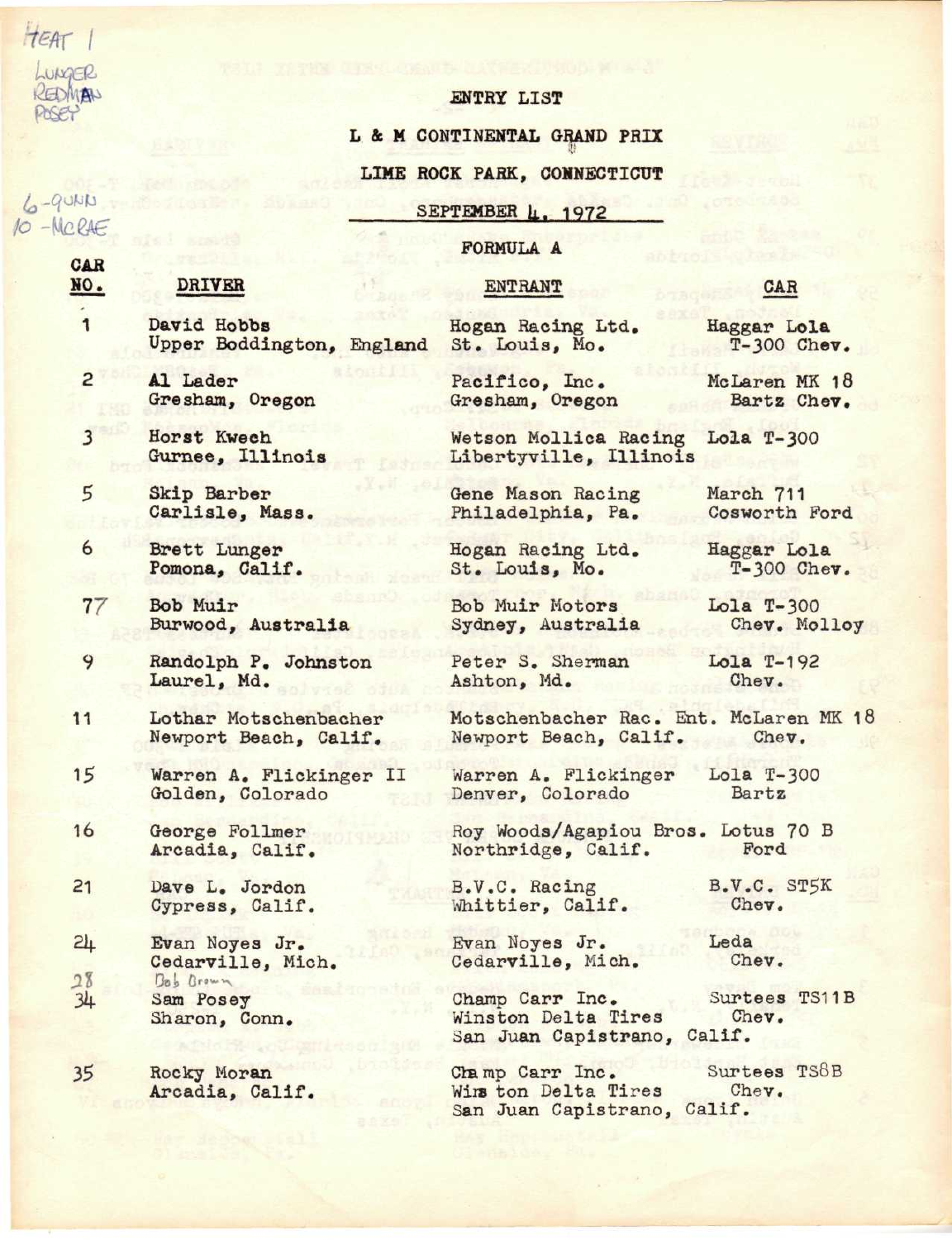HEAT 1
LUNGER
REDMAN
POSEY

6 - QUNN
10 - McRAE

# ENTRY LIST

## L & M CONTINENTAL GRAND PRIX

## LIME ROCK PARK, CONNECTICUT

## SEPTEMBER 4, 1972

### FORMULA A

| CAR NO. | DRIVER | ENTRANT | CAR |
|---|---|---|---|
| 1 | David Hobbs<br>Upper Boddington, England | Hogan Racing Ltd.<br>St. Louis, Mo. | Haggar Lola<br>T-300 Chev. |
| 2 | Al Lader<br>Gresham, Oregon | Pacifico, Inc.<br>Gresham, Oregon | McLaren MK 18<br>Bartz Chev. |
| 3 | Horst Kwech<br>Gurnee, Illinois | Wetson Mollica Racing<br>Libertyville, Illinois | Lola T-300 |
| 5 | Skip Barber<br>Carlisle, Mass. | Gene Mason Racing<br>Philadelphia, Pa. | March 711<br>Cosworth Ford |
| 6 | Brett Lunger<br>Pomona, Calif. | Hogan Racing Ltd.<br>St. Louis, Mo. | Haggar Lola<br>T-300 Chev. |
| 77 | Bob Muir<br>Burwood, Australia | Bob Muir Motors<br>Sydney, Australia | Lola T-300<br>Chev. Molloy |
| 9 | Randolph P. Johnston<br>Laurel, Md. | Peter S. Sherman<br>Ashton, Md. | Lola T-192<br>Chev. |
| 11 | Lothar Motschenbacher<br>Newport Beach, Calif. | Motschenbacher Rac. Ent.<br>Newport Beach, Calif. | McLaren MK 18<br>Chev. |
| 15 | Warren A. Flickinger II<br>Golden, Colorado | Warren A. Flickinger<br>Denver, Colorado | Lola T-300<br>Bartz |
| 16 | George Follmer<br>Arcadia, Calif. | Roy Woods/Agapiou Bros.<br>Northridge, Calif. | Lotus 70 B<br>Ford |
| 21 | Dave L. Jordon<br>Cypress, Calif. | B.V.C. Racing<br>Whittier, Calif. | B.V.C. ST5K<br>Chev. |
| 24 | Evan Noyes Jr.<br>Cedarville, Mich. | Evan Noyes Jr.<br>Cedarville, Mich. | Leda<br>Chev. |
| 28 34 | Bob Brown<br>Sam Posey<br>Sharon, Conn. | Champ Carr Inc.<br>Winston Delta Tires<br>San Juan Capistrano, Calif. | Surtees TS11B<br>Chev. |
| 35 | Rocky Moran<br>Arcadia, Calif. | Champ Carr Inc.<br>Winston Delta Tires<br>San Juan Capistrano, Calif. | Surtees TS8B<br>Chev. |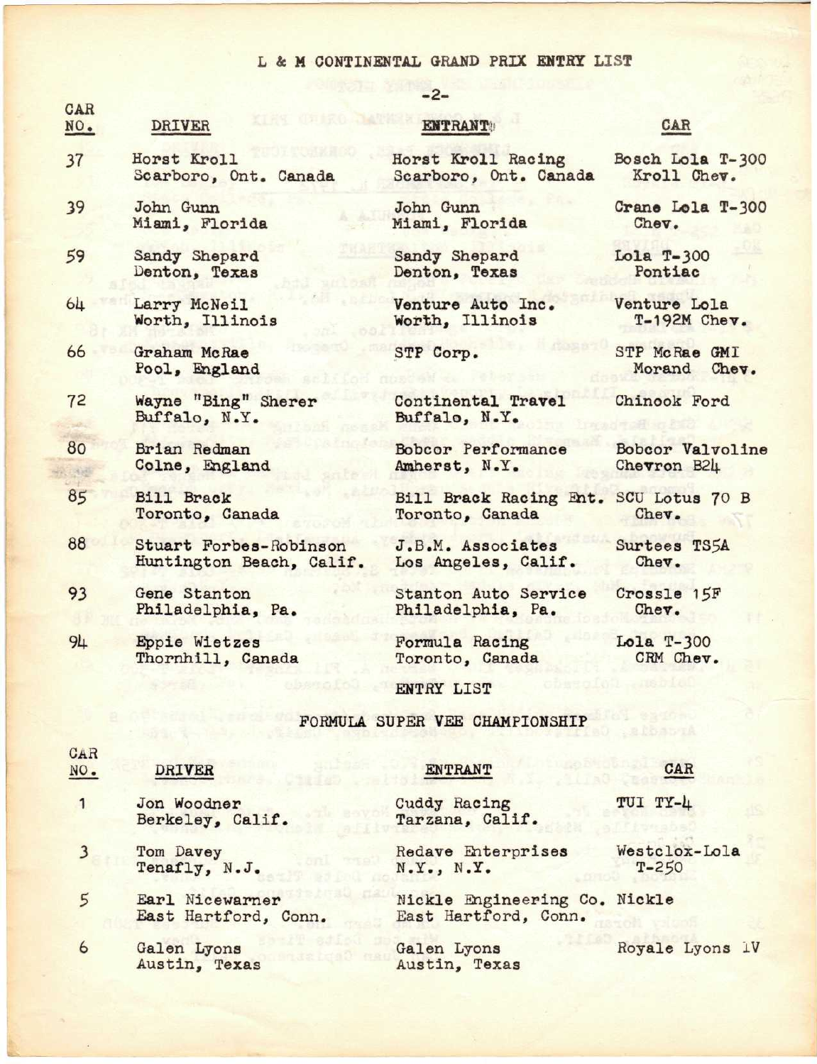# L & M CONTINENTAL GRAND PRIX ENTRY LIST

| CAR NO. | DRIVER | ENTRANT | CAR |
|---|---|---|---|
| 37 | Horst Kroll<br>Scarboro, Ont. Canada | Horst Kroll Racing<br>Scarboro, Ont. Canada | Bosch Lola T-300<br>Kroll Chev. |
| 39 | John Gunn<br>Miami, Florida | John Gunn<br>Miami, Florida | Crane Lola T-300<br>Chev. |
| 59 | Sandy Shepard<br>Denton, Texas | Sandy Shepard<br>Denton, Texas | Lola T-300<br>Pontiac |
| 64 | Larry McNeil<br>Worth, Illinois | Venture Auto Inc.<br>Worth, Illinois | Venture Lola<br>T-192M Chev. |
| 66 | Graham McRae<br>Pool, England | STP Corp. | STP McRae GMI<br>Morand Chev. |
| 72 | Wayne "Bing" Sherer<br>Buffalo, N.Y. | Continental Travel<br>Buffalo, N.Y. | Chinook Ford |
| 80 | Brian Redman<br>Colne, England | Bobcor Performance<br>Amherst, N.Y. | Bobcor Valvoline<br>Chevron B24 |
| 85 | Bill Brack<br>Toronto, Canada | Bill Brack Racing Ent.<br>Toronto, Canada | SCU Lotus 70 B<br>Chev. |
| 88 | Stuart Forbes-Robinson<br>Huntington Beach, Calif. | J.B.M. Associates<br>Los Angeles, Calif. | Surtees TS5A<br>Chev. |
| 93 | Gene Stanton<br>Philadelphia, Pa. | Stanton Auto Service<br>Philadelphia, Pa. | Crossle 15F<br>Chev. |
| 94 | Eppie Wietzes<br>Thornhill, Canada | Formula Racing<br>Toronto, Canada | Lola T-300<br>CRM Chev. |

## ENTRY LIST

## FORMULA SUPER VEE CHAMPIONSHIP

| CAR NO. | DRIVER | ENTRANT | CAR |
|---|---|---|---|
| 1 | Jon Woodner<br>Berkeley, Calif. | Cuddy Racing<br>Tarzana, Calif. | TUI TY-4 |
| 3 | Tom Davey<br>Tenafly, N.J. | Redave Enterprises<br>N.Y., N.Y. | Westclox-Lola<br>T-250 |
| 5 | Earl Nicewarner<br>East Hartford, Conn. | Nickle Engineering Co.<br>East Hartford, Conn. | Nickle |
| 6 | Galen Lyons<br>Austin, Texas | Galen Lyons<br>Austin, Texas | Royale Lyons IV |